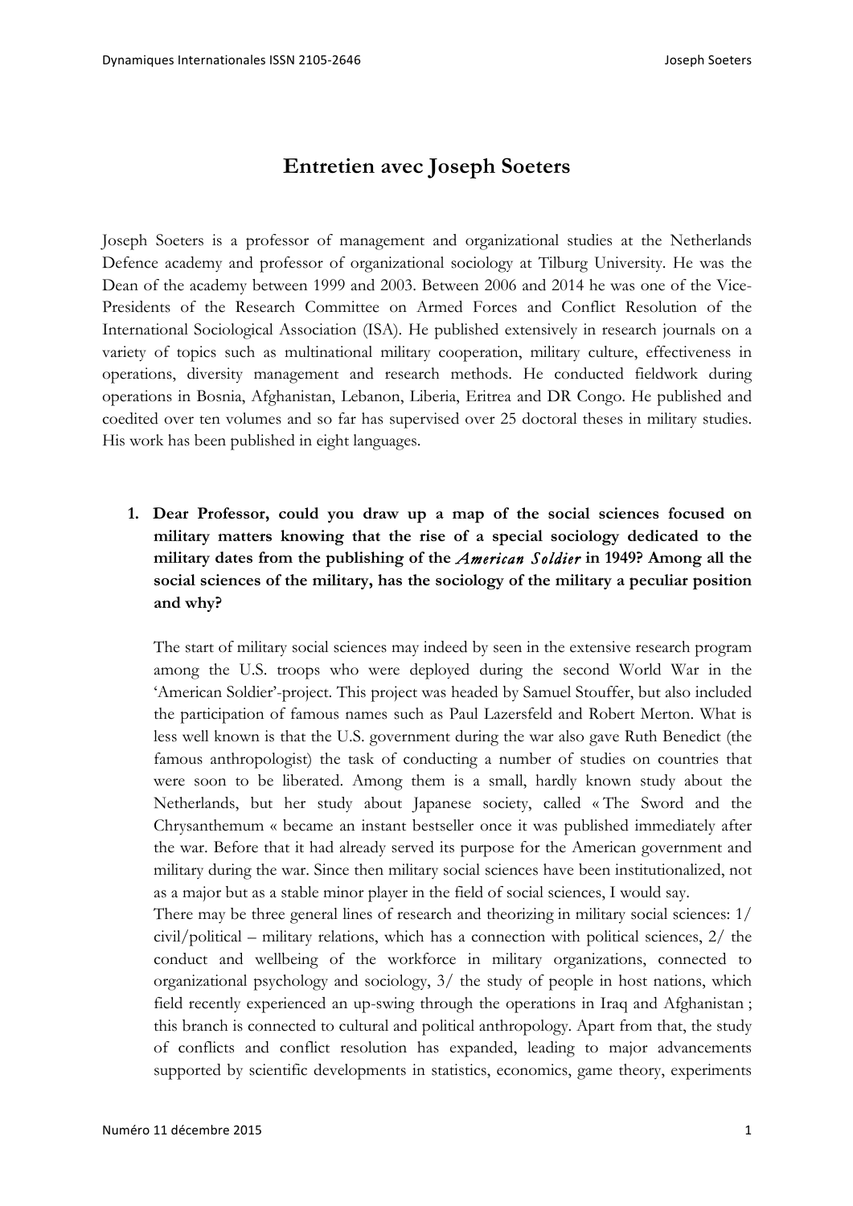# Entretien avec Joseph Soeters

Joseph Soeters is a professor of management and organizational studies at the Netherlands Defence academy and professor of organizational sociology at Tilburg University. He was the Dean of the academy between 1999 and 2003. Between 2006 and 2014 he was one of the Vice-Presidents of the Research Committee on Armed Forces and Conflict Resolution of the International Sociological Association (ISA). He published extensively in research journals on a variety of topics such as multinational military cooperation, military culture, effectiveness in operations, diversity management and research methods. He conducted fieldwork during operations in Bosnia, Afghanistan, Lebanon, Liberia, Eritrea and DR Congo. He published and coedited over ten volumes and so far has supervised over 25 doctoral theses in military studies. His work has been published in eight languages.

1. **Dear Professor, could you draw up a map of the social sciences focused on military matters knowing that the rise of a special sociology dedicated to the military dates from the publishing of the *American Soldier* in 1949? Among all the social sciences of the military, has the sociology of the military a peculiar position and why?**

   The start of military social sciences may indeed by seen in the extensive research program among the U.S. troops who were deployed during the second World War in the 'American Soldier'-project. This project was headed by Samuel Stouffer, but also included the participation of famous names such as Paul Lazersfeld and Robert Merton. What is less well known is that the U.S. government during the war also gave Ruth Benedict (the famous anthropologist) the task of conducting a number of studies on countries that were soon to be liberated. Among them is a small, hardly known study about the Netherlands, but her study about Japanese society, called « The Sword and the Chrysanthemum « became an instant bestseller once it was published immediately after the war. Before that it had already served its purpose for the American government and military during the war. Since then military social sciences have been institutionalized, not as a major but as a stable minor player in the field of social sciences, I would say.

   There may be three general lines of research and theorizing in military social sciences: 1/ civil/political – military relations, which has a connection with political sciences, 2/ the conduct and wellbeing of the workforce in military organizations, connected to organizational psychology and sociology, 3/ the study of people in host nations, which field recently experienced an up-swing through the operations in Iraq and Afghanistan ; this branch is connected to cultural and political anthropology. Apart from that, the study of conflicts and conflict resolution has expanded, leading to major advancements supported by scientific developments in statistics, economics, game theory, experiments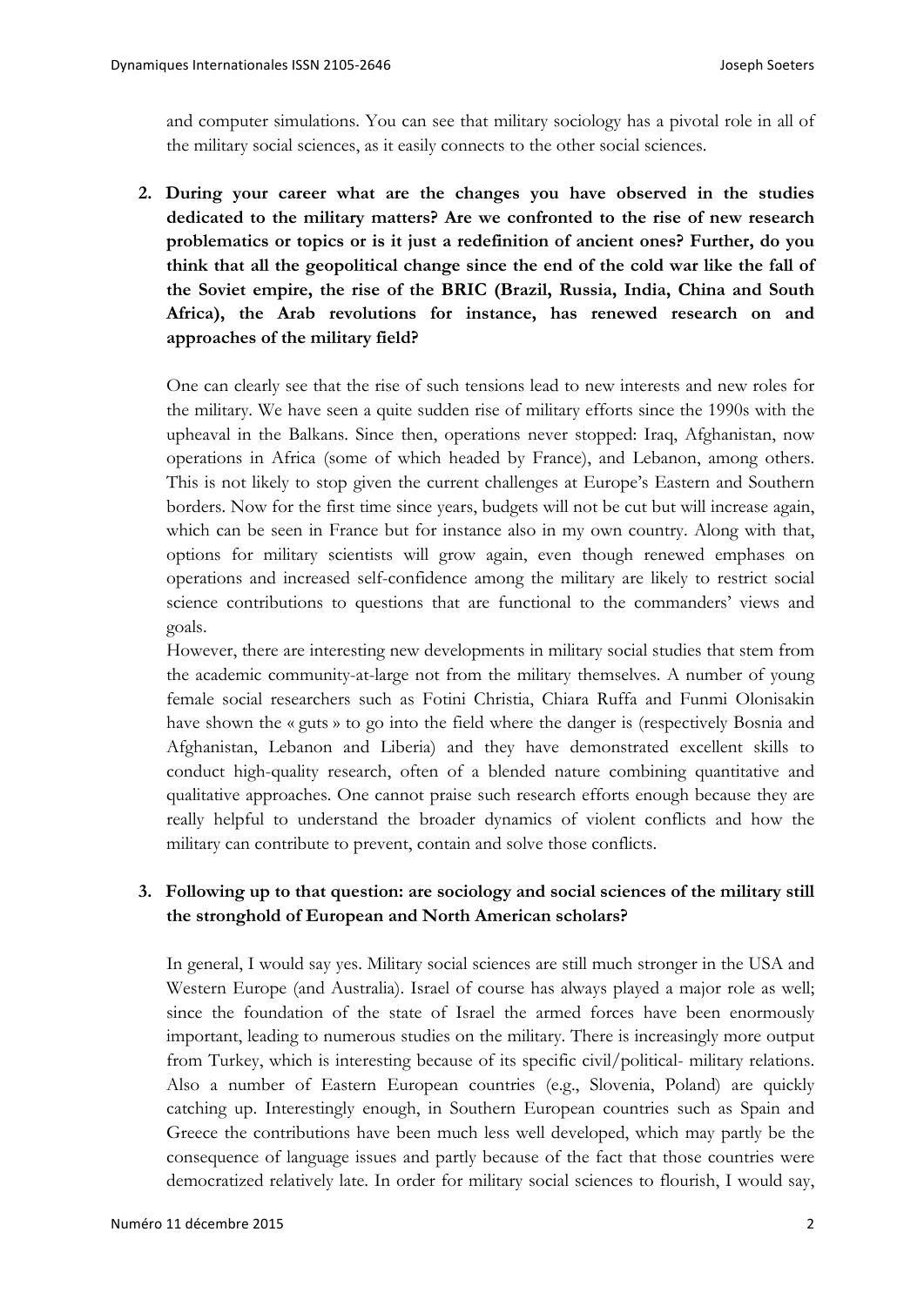and computer simulations. You can see that military sociology has a pivotal role in all of the military social sciences, as it easily connects to the other social sciences.

2. **During your career what are the changes you have observed in the studies dedicated to the military matters? Are we confronted to the rise of new research problematics or topics or is it just a redefinition of ancient ones? Further, do you think that all the geopolitical change since the end of the cold war like the fall of the Soviet empire, the rise of the BRIC (Brazil, Russia, India, China and South Africa), the Arab revolutions for instance, has renewed research on and approaches of the military field?**

   One can clearly see that the rise of such tensions lead to new interests and new roles for the military. We have seen a quite sudden rise of military efforts since the 1990s with the upheaval in the Balkans. Since then, operations never stopped: Iraq, Afghanistan, now operations in Africa (some of which headed by France), and Lebanon, among others. This is not likely to stop given the current challenges at Europe's Eastern and Southern borders. Now for the first time since years, budgets will not be cut but will increase again, which can be seen in France but for instance also in my own country. Along with that, options for military scientists will grow again, even though renewed emphases on operations and increased self-confidence among the military are likely to restrict social science contributions to questions that are functional to the commanders' views and goals.

   However, there are interesting new developments in military social studies that stem from the academic community-at-large not from the military themselves. A number of young female social researchers such as Fotini Christia, Chiara Ruffa and Funmi Olonisakin have shown the « guts » to go into the field where the danger is (respectively Bosnia and Afghanistan, Lebanon and Liberia) and they have demonstrated excellent skills to conduct high-quality research, often of a blended nature combining quantitative and qualitative approaches. One cannot praise such research efforts enough because they are really helpful to understand the broader dynamics of violent conflicts and how the military can contribute to prevent, contain and solve those conflicts.

3. **Following up to that question: are sociology and social sciences of the military still the stronghold of European and North American scholars?**

   In general, I would say yes. Military social sciences are still much stronger in the USA and Western Europe (and Australia). Israel of course has always played a major role as well; since the foundation of the state of Israel the armed forces have been enormously important, leading to numerous studies on the military. There is increasingly more output from Turkey, which is interesting because of its specific civil/political- military relations. Also a number of Eastern European countries (e.g., Slovenia, Poland) are quickly catching up. Interestingly enough, in Southern European countries such as Spain and Greece the contributions have been much less well developed, which may partly be the consequence of language issues and partly because of the fact that those countries were democratized relatively late. In order for military social sciences to flourish, I would say,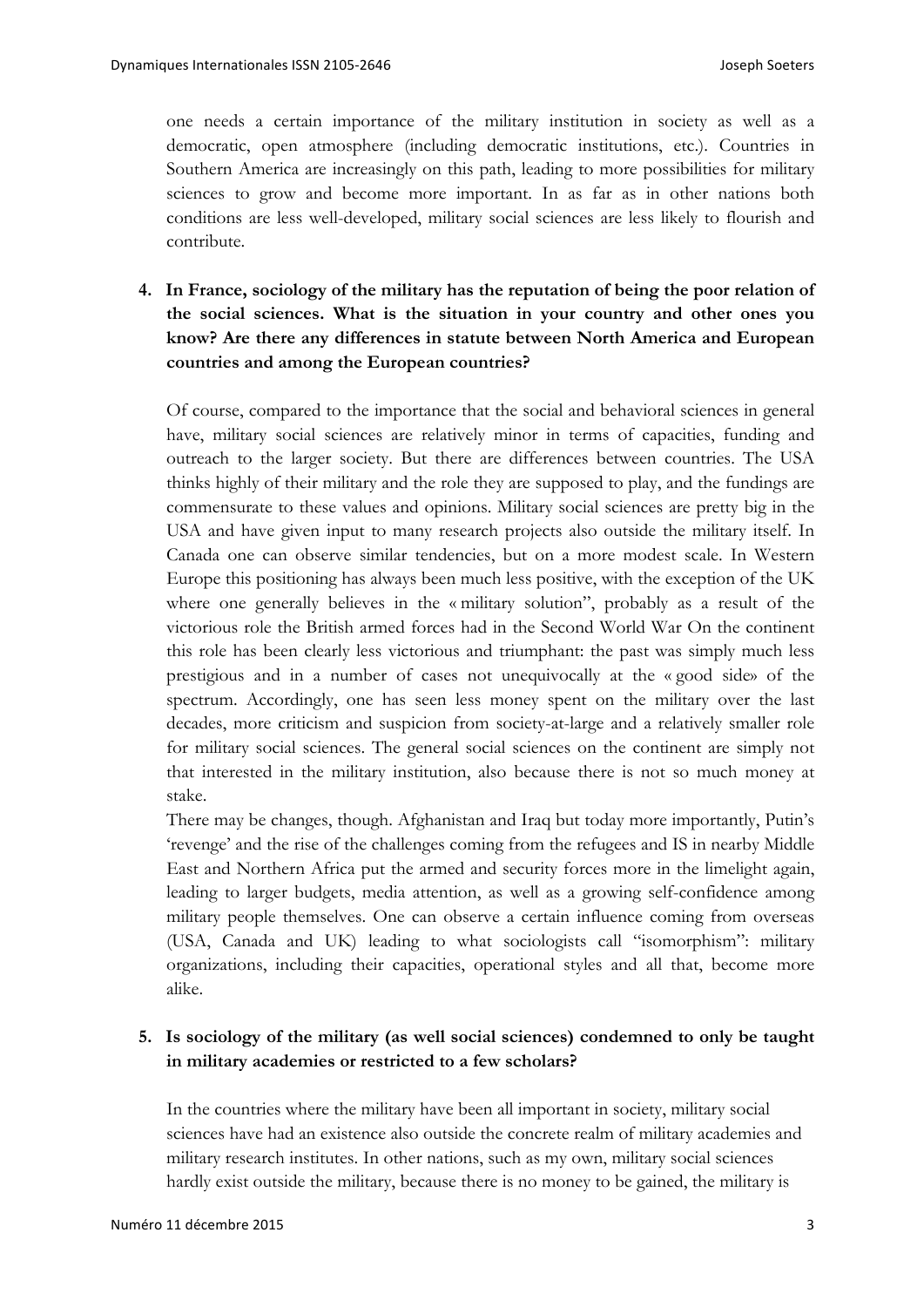one needs a certain importance of the military institution in society as well as a democratic, open atmosphere (including democratic institutions, etc.). Countries in Southern America are increasingly on this path, leading to more possibilities for military sciences to grow and become more important. In as far as in other nations both conditions are less well-developed, military social sciences are less likely to flourish and contribute.

4. **In France, sociology of the military has the reputation of being the poor relation of the social sciences. What is the situation in your country and other ones you know? Are there any differences in statute between North America and European countries and among the European countries?**

   Of course, compared to the importance that the social and behavioral sciences in general have, military social sciences are relatively minor in terms of capacities, funding and outreach to the larger society. But there are differences between countries. The USA thinks highly of their military and the role they are supposed to play, and the fundings are commensurate to these values and opinions. Military social sciences are pretty big in the USA and have given input to many research projects also outside the military itself. In Canada one can observe similar tendencies, but on a more modest scale. In Western Europe this positioning has always been much less positive, with the exception of the UK where one generally believes in the « military solution", probably as a result of the victorious role the British armed forces had in the Second World War On the continent this role has been clearly less victorious and triumphant: the past was simply much less prestigious and in a number of cases not unequivocally at the « good side» of the spectrum. Accordingly, one has seen less money spent on the military over the last decades, more criticism and suspicion from society-at-large and a relatively smaller role for military social sciences. The general social sciences on the continent are simply not that interested in the military institution, also because there is not so much money at stake.

   There may be changes, though. Afghanistan and Iraq but today more importantly, Putin's 'revenge' and the rise of the challenges coming from the refugees and IS in nearby Middle East and Northern Africa put the armed and security forces more in the limelight again, leading to larger budgets, media attention, as well as a growing self-confidence among military people themselves. One can observe a certain influence coming from overseas (USA, Canada and UK) leading to what sociologists call "isomorphism": military organizations, including their capacities, operational styles and all that, become more alike.

5. **Is sociology of the military (as well social sciences) condemned to only be taught in military academies or restricted to a few scholars?**

   In the countries where the military have been all important in society, military social sciences have had an existence also outside the concrete realm of military academies and military research institutes. In other nations, such as my own, military social sciences hardly exist outside the military, because there is no money to be gained, the military is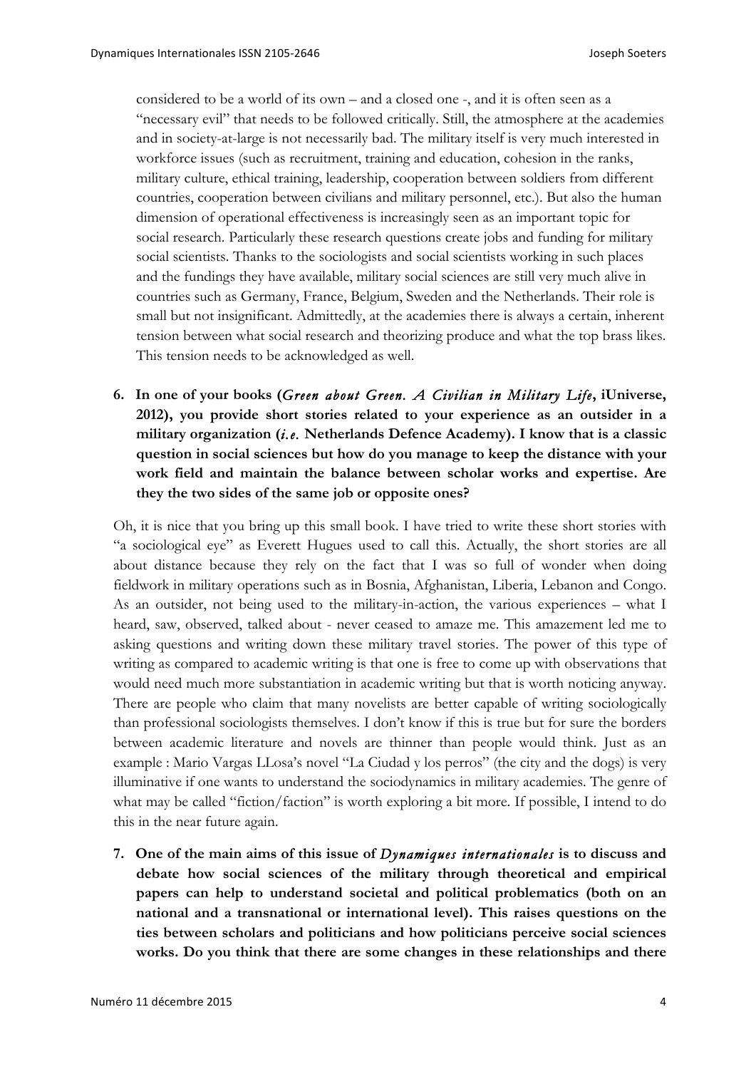considered to be a world of its own – and a closed one -, and it is often seen as a "necessary evil" that needs to be followed critically. Still, the atmosphere at the academies and in society-at-large is not necessarily bad. The military itself is very much interested in workforce issues (such as recruitment, training and education, cohesion in the ranks, military culture, ethical training, leadership, cooperation between soldiers from different countries, cooperation between civilians and military personnel, etc.). But also the human dimension of operational effectiveness is increasingly seen as an important topic for social research. Particularly these research questions create jobs and funding for military social scientists. Thanks to the sociologists and social scientists working in such places and the fundings they have available, military social sciences are still very much alive in countries such as Germany, France, Belgium, Sweden and the Netherlands. Their role is small but not insignificant. Admittedly, at the academies there is always a certain, inherent tension between what social research and theorizing produce and what the top brass likes. This tension needs to be acknowledged as well.

6. **In one of your books (*Green about Green. A Civilian in Military Life*, iUniverse, 2012), you provide short stories related to your experience as an outsider in a military organization (*i.e.* Netherlands Defence Academy). I know that is a classic question in social sciences but how do you manage to keep the distance with your work field and maintain the balance between scholar works and expertise. Are they the two sides of the same job or opposite ones?**

Oh, it is nice that you bring up this small book. I have tried to write these short stories with "a sociological eye" as Everett Hugues used to call this. Actually, the short stories are all about distance because they rely on the fact that I was so full of wonder when doing fieldwork in military operations such as in Bosnia, Afghanistan, Liberia, Lebanon and Congo. As an outsider, not being used to the military-in-action, the various experiences – what I heard, saw, observed, talked about - never ceased to amaze me. This amazement led me to asking questions and writing down these military travel stories. The power of this type of writing as compared to academic writing is that one is free to come up with observations that would need much more substantiation in academic writing but that is worth noticing anyway. There are people who claim that many novelists are better capable of writing sociologically than professional sociologists themselves. I don't know if this is true but for sure the borders between academic literature and novels are thinner than people would think. Just as an example : Mario Vargas LLosa's novel "La Ciudad y los perros" (the city and the dogs) is very illuminative if one wants to understand the sociodynamics in military academies. The genre of what may be called "fiction/faction" is worth exploring a bit more. If possible, I intend to do this in the near future again.

7. **One of the main aims of this issue of *Dynamiques internationales* is to discuss and debate how social sciences of the military through theoretical and empirical papers can help to understand societal and political problematics (both on an national and a transnational or international level). This raises questions on the ties between scholars and politicians and how politicians perceive social sciences works. Do you think that there are some changes in these relationships and there**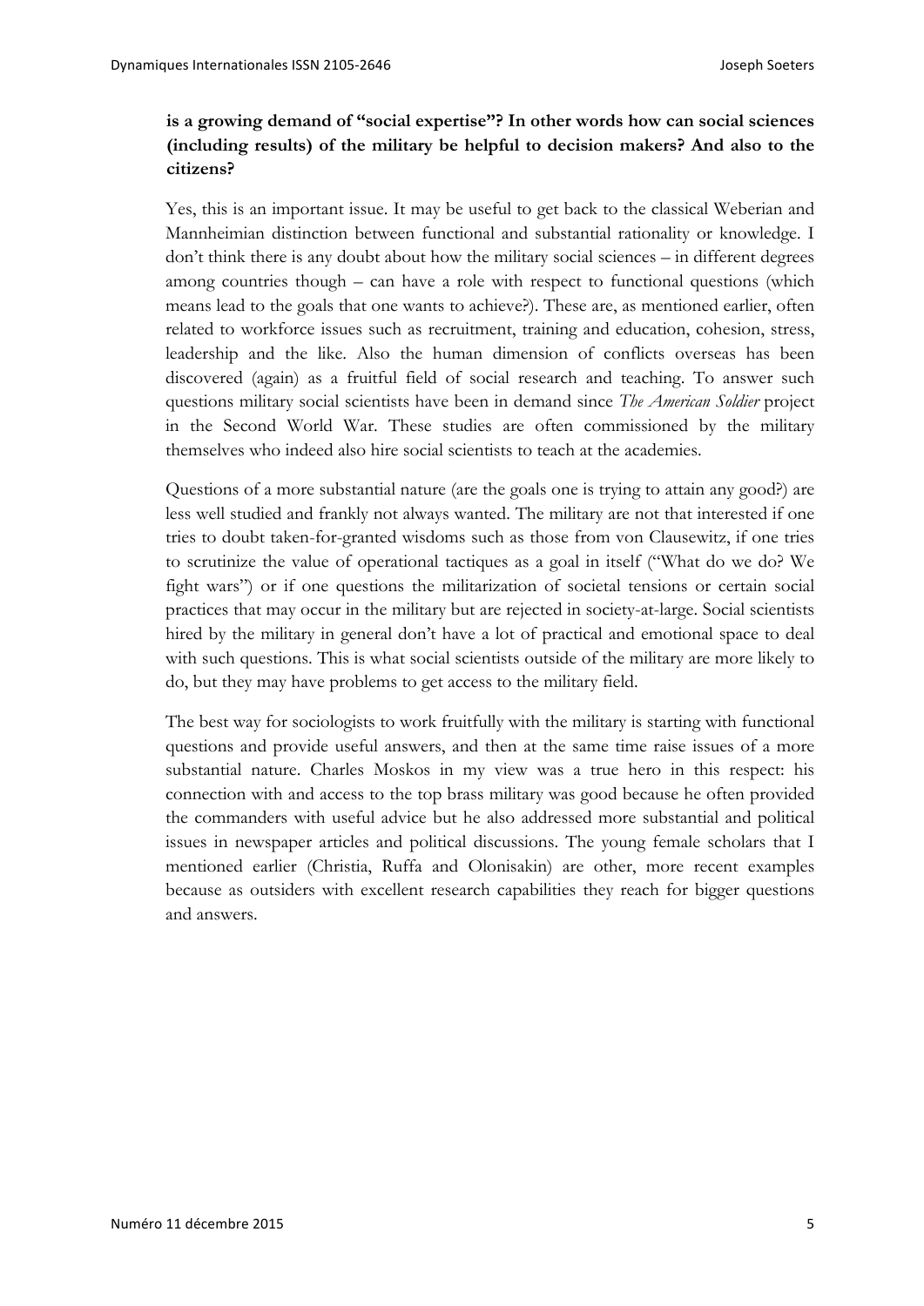**is a growing demand of "social expertise"? In other words how can social sciences (including results) of the military be helpful to decision makers? And also to the citizens?**

Yes, this is an important issue. It may be useful to get back to the classical Weberian and Mannheimian distinction between functional and substantial rationality or knowledge. I don't think there is any doubt about how the military social sciences – in different degrees among countries though – can have a role with respect to functional questions (which means lead to the goals that one wants to achieve?). These are, as mentioned earlier, often related to workforce issues such as recruitment, training and education, cohesion, stress, leadership and the like. Also the human dimension of conflicts overseas has been discovered (again) as a fruitful field of social research and teaching. To answer such questions military social scientists have been in demand since *The American Soldier* project in the Second World War. These studies are often commissioned by the military themselves who indeed also hire social scientists to teach at the academies.

Questions of a more substantial nature (are the goals one is trying to attain any good?) are less well studied and frankly not always wanted. The military are not that interested if one tries to doubt taken-for-granted wisdoms such as those from von Clausewitz, if one tries to scrutinize the value of operational tactiques as a goal in itself ("What do we do? We fight wars") or if one questions the militarization of societal tensions or certain social practices that may occur in the military but are rejected in society-at-large. Social scientists hired by the military in general don't have a lot of practical and emotional space to deal with such questions. This is what social scientists outside of the military are more likely to do, but they may have problems to get access to the military field.

The best way for sociologists to work fruitfully with the military is starting with functional questions and provide useful answers, and then at the same time raise issues of a more substantial nature. Charles Moskos in my view was a true hero in this respect: his connection with and access to the top brass military was good because he often provided the commanders with useful advice but he also addressed more substantial and political issues in newspaper articles and political discussions. The young female scholars that I mentioned earlier (Christia, Ruffa and Olonisakin) are other, more recent examples because as outsiders with excellent research capabilities they reach for bigger questions and answers.